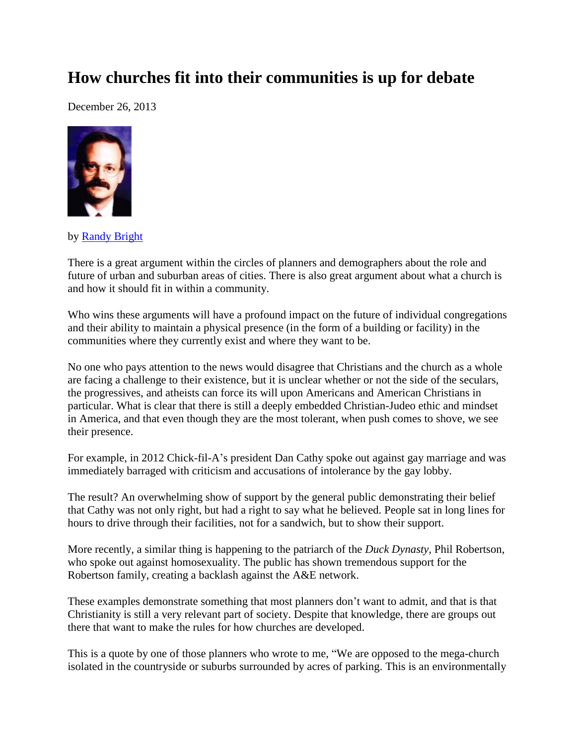# How churches fit into their communities is up for debate

December 26, 2013

by Randy Bright

There is a great argument within the circles of planners and demographers about the role and future of urban and suburban areas of cities. There is also great argument about what a church is and how it should fit in within a community.

Who wins these arguments will have a profound impact on the future of individual congregations and their ability to maintain a physical presence (in the form of a building or facility) in the communities where they currently exist and where they want to be.

No one who pays attention to the news would disagree that Christians and the church as a whole are facing a challenge to their existence, but it is unclear whether or not the side of the seculars, the progressives, and atheists can force its will upon Americans and American Christians in particular. What is clear that there is still a deeply embedded Christian-Judeo ethic and mindset in America, and that even though they are the most tolerant, when push comes to shove, we see their presence.

For example, in 2012 Chick-fil-A's president Dan Cathy spoke out against gay marriage and was immediately barraged with criticism and accusations of intolerance by the gay lobby.

The result? An overwhelming show of support by the general public demonstrating their belief that Cathy was not only right, but had a right to say what he believed. People sat in long lines for hours to drive through their facilities, not for a sandwich, but to show their support.

More recently, a similar thing is happening to the patriarch of the *Duck Dynasty*, Phil Robertson, who spoke out against homosexuality. The public has shown tremendous support for the Robertson family, creating a backlash against the A&E network.

These examples demonstrate something that most planners don't want to admit, and that is that Christianity is still a very relevant part of society. Despite that knowledge, there are groups out there that want to make the rules for how churches are developed.

This is a quote by one of those planners who wrote to me, "We are opposed to the mega-church isolated in the countryside or suburbs surrounded by acres of parking. This is an environmentally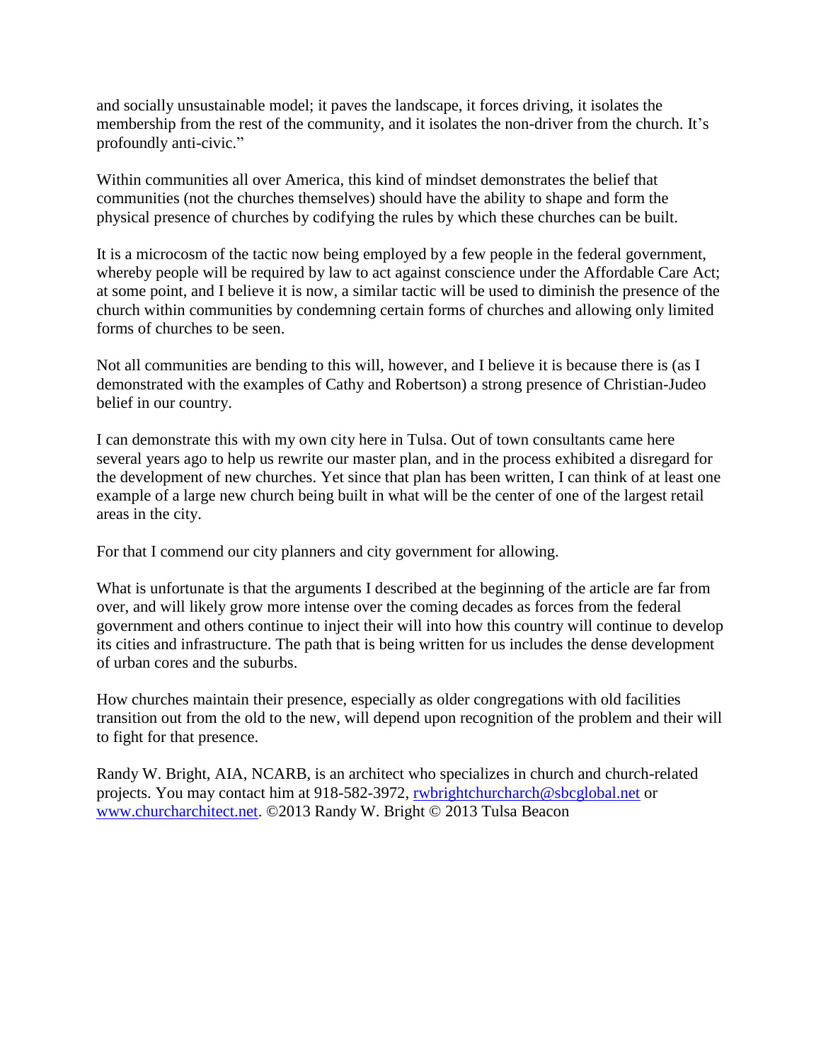and socially unsustainable model; it paves the landscape, it forces driving, it isolates the membership from the rest of the community, and it isolates the non-driver from the church. It's profoundly anti-civic."

Within communities all over America, this kind of mindset demonstrates the belief that communities (not the churches themselves) should have the ability to shape and form the physical presence of churches by codifying the rules by which these churches can be built.

It is a microcosm of the tactic now being employed by a few people in the federal government, whereby people will be required by law to act against conscience under the Affordable Care Act; at some point, and I believe it is now, a similar tactic will be used to diminish the presence of the church within communities by condemning certain forms of churches and allowing only limited forms of churches to be seen.

Not all communities are bending to this will, however, and I believe it is because there is (as I demonstrated with the examples of Cathy and Robertson) a strong presence of Christian-Judeo belief in our country.

I can demonstrate this with my own city here in Tulsa. Out of town consultants came here several years ago to help us rewrite our master plan, and in the process exhibited a disregard for the development of new churches. Yet since that plan has been written, I can think of at least one example of a large new church being built in what will be the center of one of the largest retail areas in the city.

For that I commend our city planners and city government for allowing.

What is unfortunate is that the arguments I described at the beginning of the article are far from over, and will likely grow more intense over the coming decades as forces from the federal government and others continue to inject their will into how this country will continue to develop its cities and infrastructure. The path that is being written for us includes the dense development of urban cores and the suburbs.

How churches maintain their presence, especially as older congregations with old facilities transition out from the old to the new, will depend upon recognition of the problem and their will to fight for that presence.

Randy W. Bright, AIA, NCARB, is an architect who specializes in church and church-related projects. You may contact him at 918-582-3972, [rwbrightchurcharch@sbcglobal.net](mailto:rwbrightchurcharch@sbcglobal.net) or [www.churcharchitect.net](http://www.churcharchitect.net). ©2013 Randy W. Bright © 2013 Tulsa Beacon